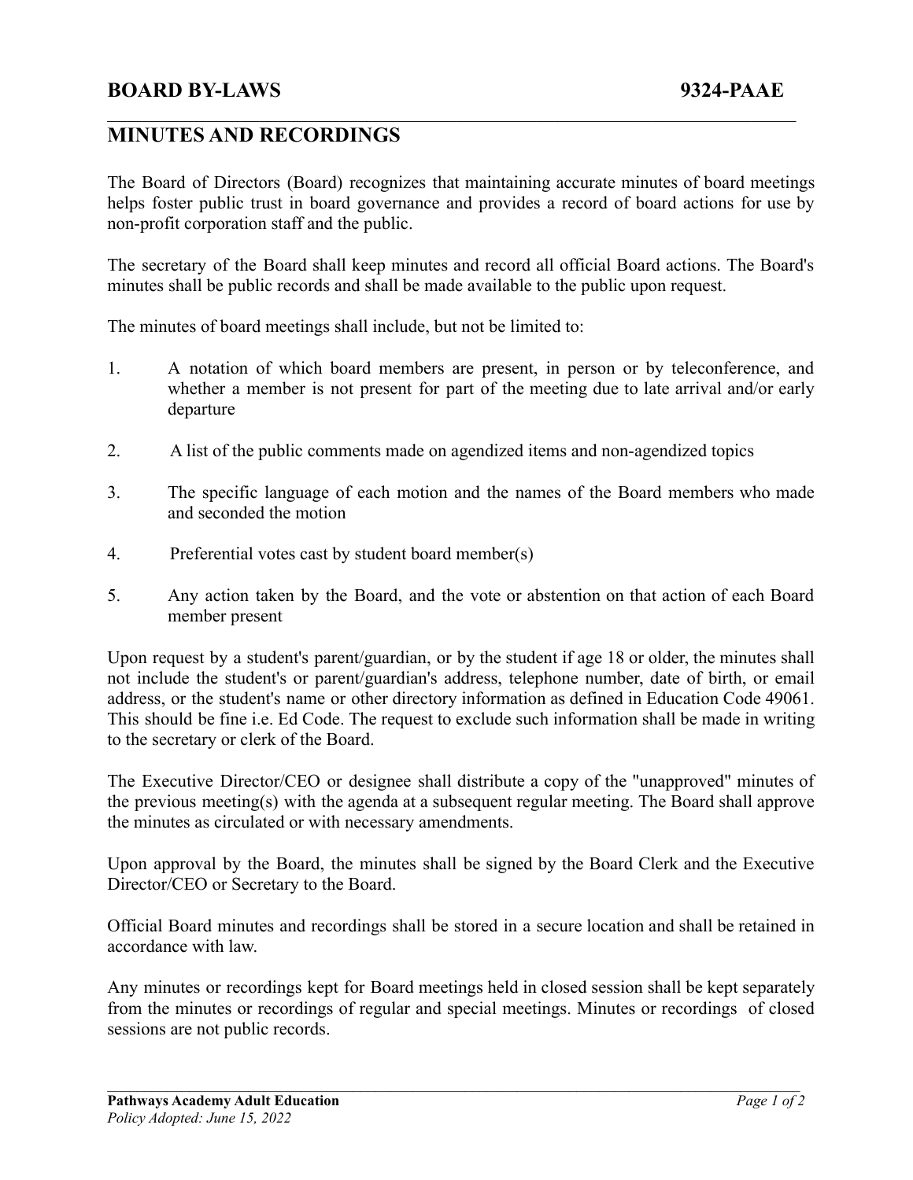# BOARD BY-LAWS 9324-PAAE

## MINUTES AND RECORDINGS

The Board of Directors (Board) recognizes that maintaining accurate minutes of board meetings helps foster public trust in board governance and provides a record of board actions for use by non-profit corporation staff and the public.

The secretary of the Board shall keep minutes and record all official Board actions. The Board's minutes shall be public records and shall be made available to the public upon request.

The minutes of board meetings shall include, but not be limited to:

1. A notation of which board members are present, in person or by teleconference, and whether a member is not present for part of the meeting due to late arrival and/or early departure

2. A list of the public comments made on agendized items and non-agendized topics

3. The specific language of each motion and the names of the Board members who made and seconded the motion

4. Preferential votes cast by student board member(s)

5. Any action taken by the Board, and the vote or abstention on that action of each Board member present

Upon request by a student's parent/guardian, or by the student if age 18 or older, the minutes shall not include the student's or parent/guardian's address, telephone number, date of birth, or email address, or the student's name or other directory information as defined in Education Code 49061. This should be fine i.e. Ed Code. The request to exclude such information shall be made in writing to the secretary or clerk of the Board.

The Executive Director/CEO or designee shall distribute a copy of the "unapproved" minutes of the previous meeting(s) with the agenda at a subsequent regular meeting. The Board shall approve the minutes as circulated or with necessary amendments.

Upon approval by the Board, the minutes shall be signed by the Board Clerk and the Executive Director/CEO or Secretary to the Board.

Official Board minutes and recordings shall be stored in a secure location and shall be retained in accordance with law.

Any minutes or recordings kept for Board meetings held in closed session shall be kept separately from the minutes or recordings of regular and special meetings. Minutes or recordings of closed sessions are not public records.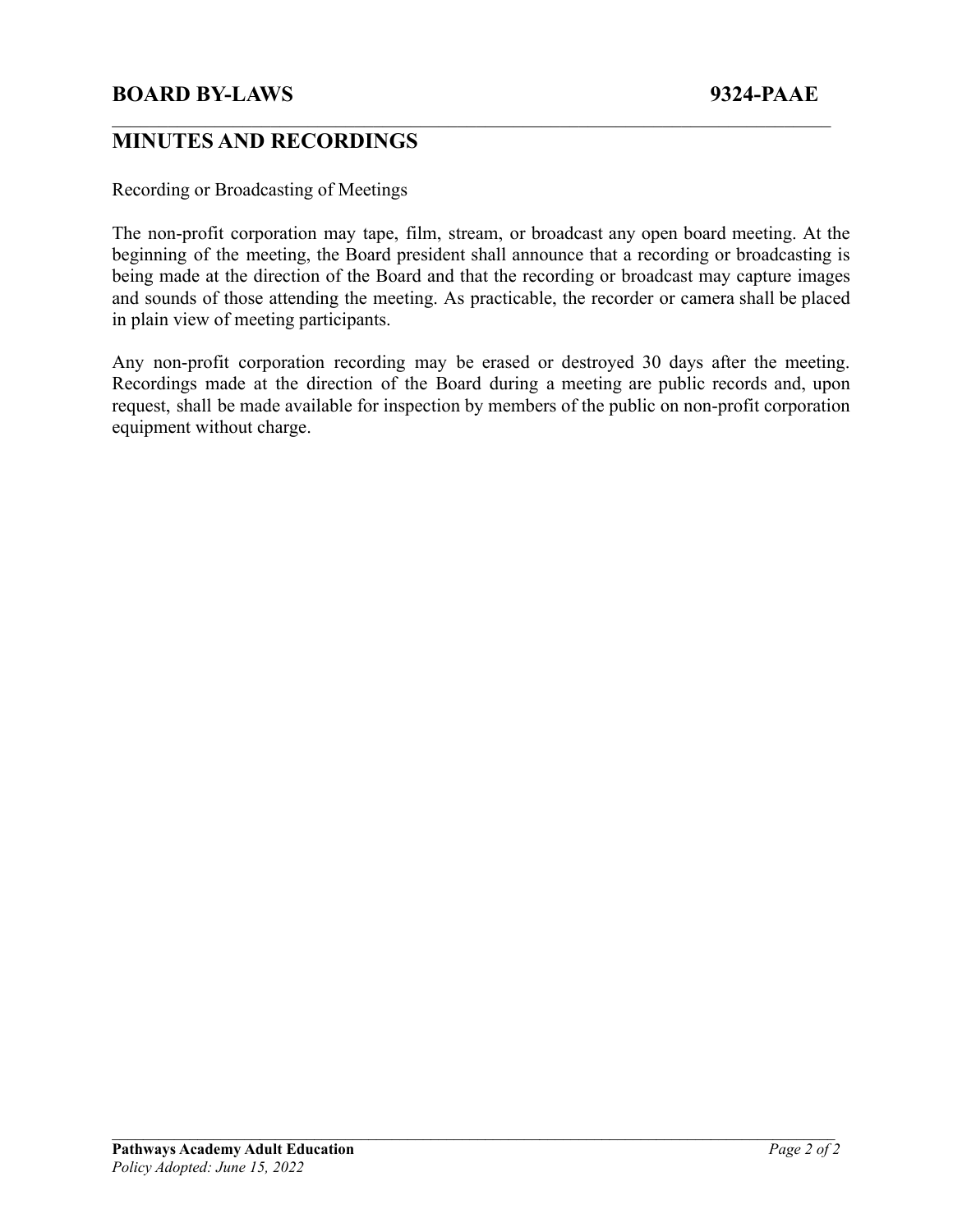# BOARD BY-LAWS 9324-PAAE

## MINUTES AND RECORDINGS

Recording or Broadcasting of Meetings

The non-profit corporation may tape, film, stream, or broadcast any open board meeting. At the beginning of the meeting, the Board president shall announce that a recording or broadcasting is being made at the direction of the Board and that the recording or broadcast may capture images and sounds of those attending the meeting. As practicable, the recorder or camera shall be placed in plain view of meeting participants.

Any non-profit corporation recording may be erased or destroyed 30 days after the meeting. Recordings made at the direction of the Board during a meeting are public records and, upon request, shall be made available for inspection by members of the public on non-profit corporation equipment without charge.

**Pathways Academy Adult Education**
*Policy Adopted: June 15, 2022*